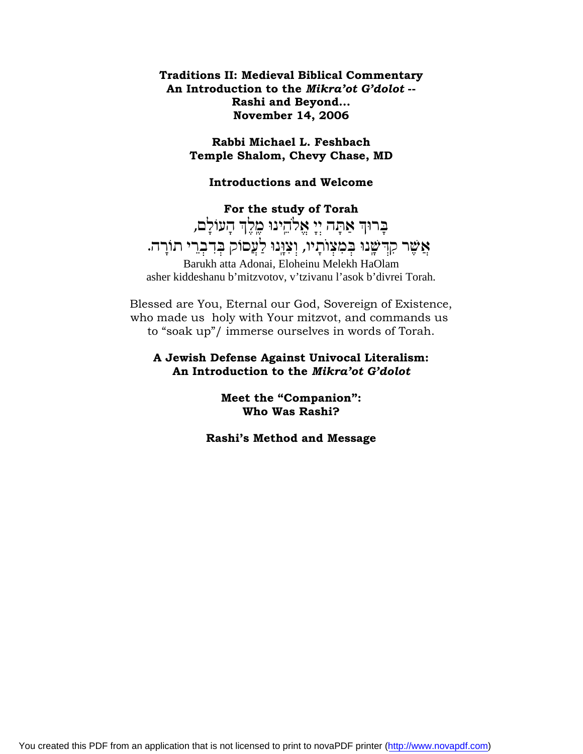**Traditions II: Medieval Biblical Commentary**
**An Introduction to the *Mikra'ot G'dolot* --**
**Rashi and Beyond…**
**November 14, 2006**

**Rabbi Michael L. Feshbach**
**Temple Shalom, Chevy Chase, MD**

**Introductions and Welcome**

**For the study of Torah**

בָּרוּךְ אַתָּה יְיָ אֱלֹהֵינוּ מֶלֶךְ הָעוֹלָם,
אֲשֶׁר קִדְּשָׁנוּ בְּמִצְוֹתָיו, וְצִוָּנוּ לַעֲסוֹק בְּדִבְרֵי תוֹרָה.

Barukh atta Adonai, Eloheinu Melekh HaOlam
asher kiddeshanu b'mitzvotov, v'tzivanu l'asok b'divrei Torah.

Blessed are You, Eternal our God, Sovereign of Existence,
who made us holy with Your mitzvot, and commands us
to "soak up"/ immerse ourselves in words of Torah.

**A Jewish Defense Against Univocal Literalism:**
**An Introduction to the *Mikra'ot G'dolot***

**Meet the "Companion":**
**Who Was Rashi?**

**Rashi's Method and Message**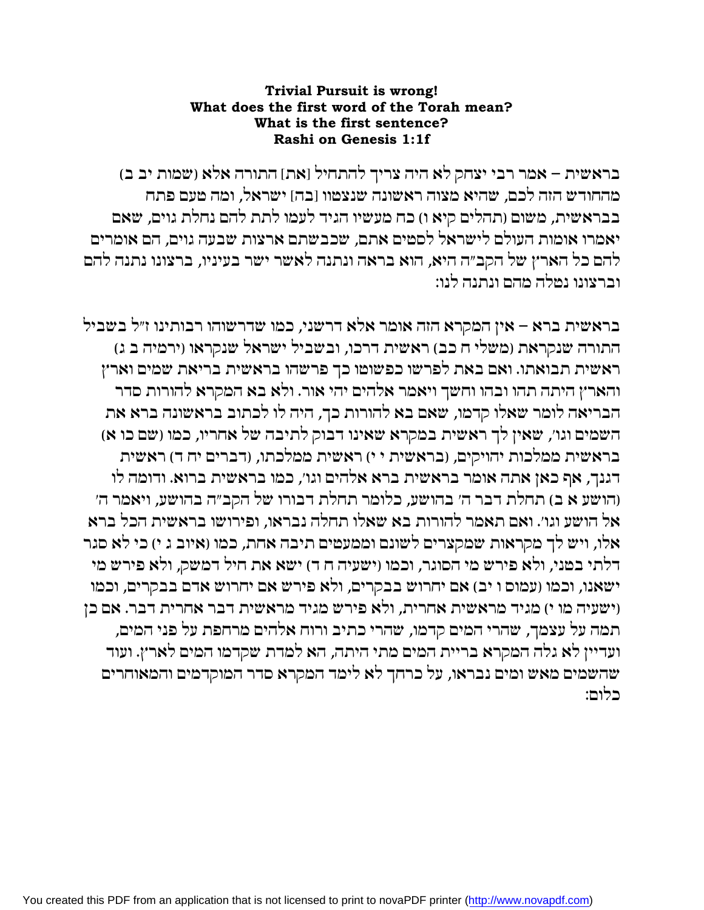**Trivial Pursuit is wrong!**
**What does the first word of the Torah mean?**
**What is the first sentence?**
**Rashi on Genesis 1:1f**

בראשית – אמר רבי יצחק לא היה צריך להתחיל [את] התורה אלא (שמות יב ב) מהחודש הזה לכם, שהיא מצוה ראשונה שנצטוו [בה] ישראל, ומה טעם פתח בבראשית, משום (תהלים קיא ו) כח מעשיו הגיד לעמו לתת להם נחלת גוים, שאם יאמרו אומות העולם לישראל לסטים אתם, שכבשתם ארצות שבעה גוים, הם אומרים להם כל הארץ של הקב"ה היא, הוא בראה ונתנה לאשר ישר בעיניו, ברצונו נתנה להם וברצונו נטלה מהם ונתנה לנו:

בראשית ברא – אין המקרא הזה אומר אלא דרשני, כמו שדרשוהו רבותינו ז"ל בשביל התורה שנקראת (משלי ח כב) ראשית דרכו, ובשביל ישראל שנקראו (ירמיה ב ג) ראשית תבואתו. ואם באת לפרשו כפשוטו כך פרשהו בראשית בריאת שמים וארץ והארץ היתה תהו ובהו וחשך ויאמר אלהים יהי אור. ולא בא המקרא להורות סדר הבריאה לומר שאלו קדמו, שאם בא להורות כך, היה לו לכתוב בראשונה ברא את השמים וגו', שאין לך ראשית במקרא שאינו דבוק לתיבה של אחריו, כמו (שם כו א) בראשית ממלכות יהויקים, (בראשית י י) ראשית ממלכתו, (דברים יח ד) ראשית דגנך, אף כאן אתה אומר בראשית ברא אלהים וגו', כמו בראשית ברוא. ודומה לו (הושע א ב) תחלת דבר ה' בהושע, כלומר תחלת דבורו של הקב"ה בהושע, ויאמר ה' אל הושע וגו'. ואם תאמר להורות בא שאלו תחלה נבראו, ופירושו בראשית הכל ברא אלו, ויש לך מקראות שמקצרים לשונם וממעטים תיבה אחת, כמו (איוב ג י) כי לא סגר דלתי בטני, ולא פירש מי הסוגר, וכמו (ישעיה ח ד) ישא את חיל דמשק, ולא פירש מי ישאנו, וכמו (עמוס ו יב) אם יחרוש בבקרים, ולא פירש אם יחרוש אדם בבקרים, וכמו (ישעיה מו י) מגיד מראשית אחרית, ולא פירש מגיד מראשית דבר אחרית דבר. אם כן תמה על עצמך, שהרי המים קדמו, שהרי כתיב ורוח אלהים מרחפת על פני המים, ועדיין לא גלה המקרא בריית המים מתי היתה, הא למדת שקדמו המים לארץ. ועוד שהשמים מאש ומים נבראו, על כרחך לא לימד המקרא סדר המוקדמים והמאוחרים כלום: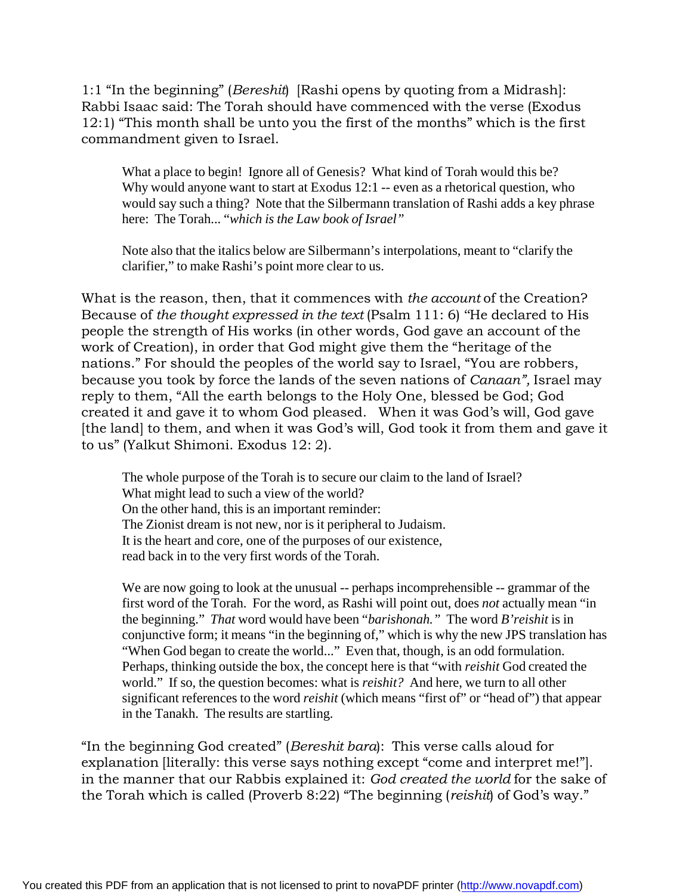1:1 "In the beginning" (*Bereshit*) [Rashi opens by quoting from a Midrash]: Rabbi Isaac said: The Torah should have commenced with the verse (Exodus 12:1) "This month shall be unto you the first of the months" which is the first commandment given to Israel.

> What a place to begin! Ignore all of Genesis? What kind of Torah would this be? Why would anyone want to start at Exodus 12:1 -- even as a rhetorical question, who would say such a thing? Note that the Silbermann translation of Rashi adds a key phrase here: The Torah... "*which is the Law book of Israel"*
>
> Note also that the italics below are Silbermann's interpolations, meant to "clarify the clarifier," to make Rashi's point more clear to us.

What is the reason, then, that it commences with *the account* of the Creation? Because of *the thought expressed in the text* (Psalm 111: 6) "He declared to His people the strength of His works (in other words, God gave an account of the work of Creation), in order that God might give them the "heritage of the nations." For should the peoples of the world say to Israel, "You are robbers, because you took by force the lands of the seven nations of *Canaan",* Israel may reply to them, "All the earth belongs to the Holy One, blessed be God; God created it and gave it to whom God pleased. When it was God's will, God gave [the land] to them, and when it was God's will, God took it from them and gave it to us" (Yalkut Shimoni. Exodus 12: 2).

> The whole purpose of the Torah is to secure our claim to the land of Israel?
> What might lead to such a view of the world?
> On the other hand, this is an important reminder:
> The Zionist dream is not new, nor is it peripheral to Judaism.
> It is the heart and core, one of the purposes of our existence,
> read back in to the very first words of the Torah.
>
> We are now going to look at the unusual -- perhaps incomprehensible -- grammar of the first word of the Torah. For the word, as Rashi will point out, does *not* actually mean "in the beginning." *That* word would have been "*barishonah."* The word *B'reishit* is in conjunctive form; it means "in the beginning of," which is why the new JPS translation has "When God began to create the world..." Even that, though, is an odd formulation. Perhaps, thinking outside the box, the concept here is that "with *reishit* God created the world." If so, the question becomes: what is *reishit?* And here, we turn to all other significant references to the word *reishit* (which means "first of" or "head of") that appear in the Tanakh. The results are startling.

"In the beginning God created" (*Bereshit bara*): This verse calls aloud for explanation [literally: this verse says nothing except "come and interpret me!"]. in the manner that our Rabbis explained it: *God created the world* for the sake of the Torah which is called (Proverb 8:22) "The beginning (*reishit*) of God's way."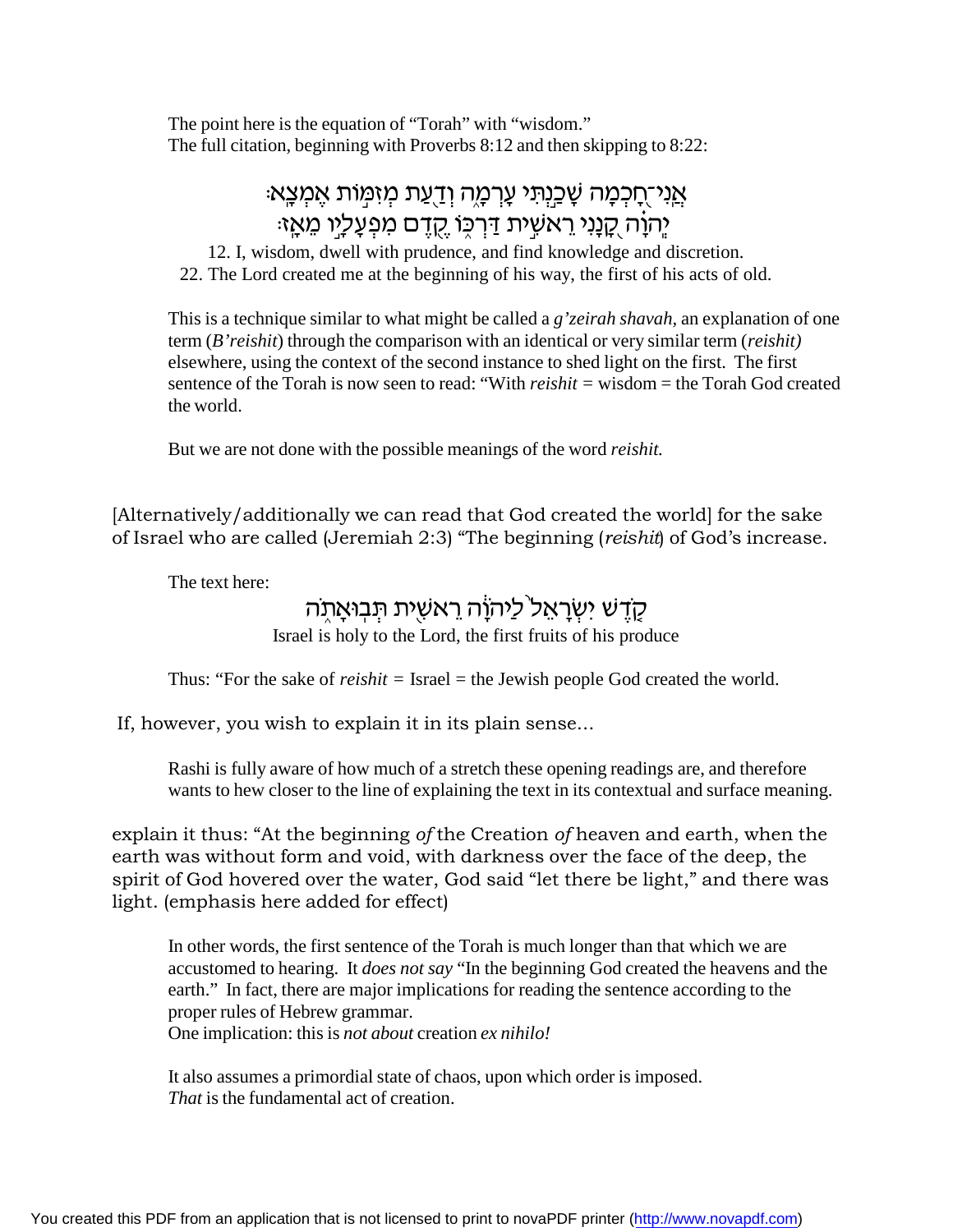The point here is the equation of "Torah" with "wisdom."
The full citation, beginning with Proverbs 8:12 and then skipping to 8:22:

אֲנִֽי־חָכְמָה שָׁכַנְתִּי עָרְמָה וְדַעַת מְזִמּוֹת אֶמְצָא׃
יְהֹוָה קָנָנִי רֵאשִׁית דַּרְכּוֹ קֶדֶם מִפְעָלָיו מֵאָז׃

12. I, wisdom, dwell with prudence, and find knowledge and discretion.
22. The Lord created me at the beginning of his way, the first of his acts of old.

This is a technique similar to what might be called a *g'zeirah shavah*, an explanation of one term (*B'reishit*) through the comparison with an identical or very similar term (*reishit)* elsewhere, using the context of the second instance to shed light on the first. The first sentence of the Torah is now seen to read: "With *reishit* = wisdom = the Torah God created the world.

But we are not done with the possible meanings of the word *reishit.*

[Alternatively/additionally we can read that God created the world] for the sake of Israel who are called (Jeremiah 2:3) "The beginning (*reishit*) of God's increase.

The text here:

קֹדֶשׁ יִשְׂרָאֵל לַיהֹוָה רֵאשִׁית תְּבוּאָתֹה

Israel is holy to the Lord, the first fruits of his produce

Thus: "For the sake of *reishit =* Israel = the Jewish people God created the world.

If, however, you wish to explain it in its plain sense...

Rashi is fully aware of how much of a stretch these opening readings are, and therefore wants to hew closer to the line of explaining the text in its contextual and surface meaning.

explain it thus: "At the beginning *of* the Creation *of* heaven and earth, when the earth was without form and void, with darkness over the face of the deep, the spirit of God hovered over the water, God said "let there be light," and there was light. (emphasis here added for effect)

In other words, the first sentence of the Torah is much longer than that which we are accustomed to hearing. It *does not say* "In the beginning God created the heavens and the earth." In fact, there are major implications for reading the sentence according to the proper rules of Hebrew grammar.
One implication: this is *not about* creation *ex nihilo!*

It also assumes a primordial state of chaos, upon which order is imposed.
*That* is the fundamental act of creation.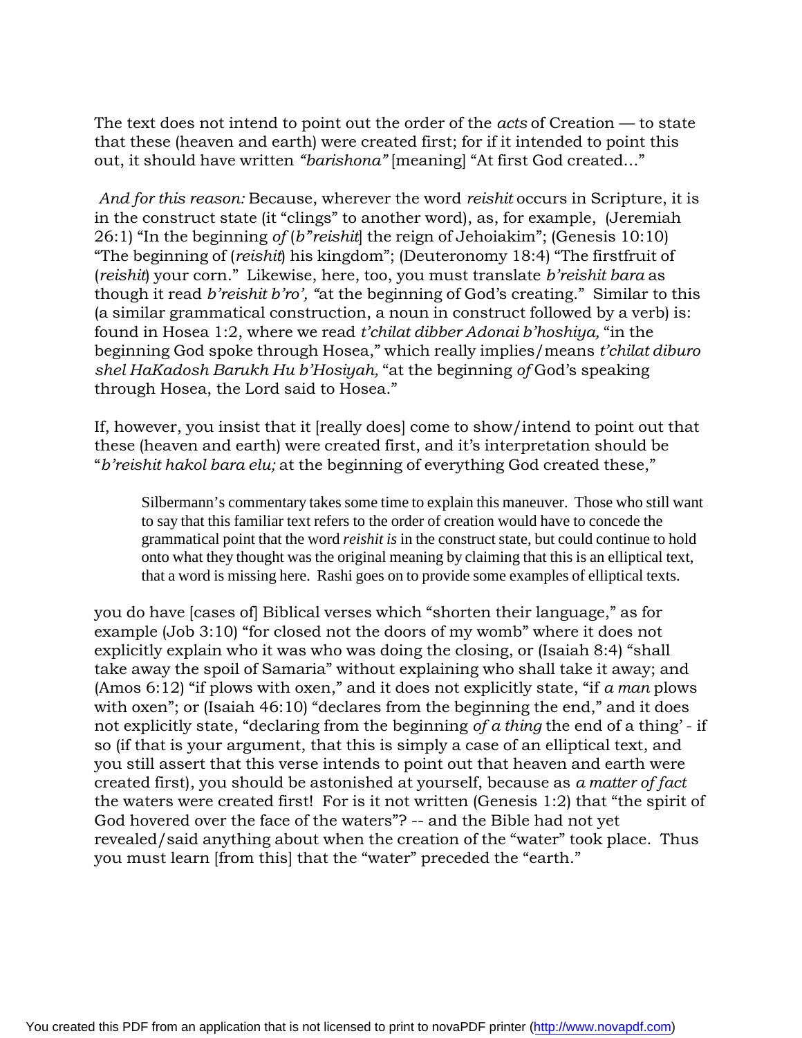The text does not intend to point out the order of the *acts* of Creation — to state that these (heaven and earth) were created first; for if it intended to point this out, it should have written *"barishona"* [meaning] "At first God created…"

*And for this reason:* Because, wherever the word *reishit* occurs in Scripture, it is in the construct state (it "clings" to another word), as, for example, (Jeremiah 26:1) "In the beginning *of* (*b"reishit*] the reign of Jehoiakim"; (Genesis 10:10) "The beginning of (*reishit*) his kingdom"; (Deuteronomy 18:4) "The firstfruit of (*reishit*) your corn." Likewise, here, too, you must translate *b'reishit bara* as though it read *b'reishit b'ro', "*at the beginning of God's creating." Similar to this (a similar grammatical construction, a noun in construct followed by a verb) is: found in Hosea 1:2, where we read *t'chilat dibber Adonai b'hoshiya,* "in the beginning God spoke through Hosea," which really implies/means *t'chilat diburo shel HaKadosh Barukh Hu b'Hosiyah,* "at the beginning *of* God's speaking through Hosea, the Lord said to Hosea."

If, however, you insist that it [really does] come to show/intend to point out that these (heaven and earth) were created first, and it's interpretation should be "*b'reishit hakol bara elu;* at the beginning of everything God created these,"

> Silbermann's commentary takes some time to explain this maneuver. Those who still want to say that this familiar text refers to the order of creation would have to concede the grammatical point that the word *reishit is* in the construct state, but could continue to hold onto what they thought was the original meaning by claiming that this is an elliptical text, that a word is missing here. Rashi goes on to provide some examples of elliptical texts.

you do have [cases of] Biblical verses which "shorten their language," as for example (Job 3:10) "for closed not the doors of my womb" where it does not explicitly explain who it was who was doing the closing, or (Isaiah 8:4) "shall take away the spoil of Samaria" without explaining who shall take it away; and (Amos 6:12) "if plows with oxen," and it does not explicitly state, "if *a man* plows with oxen"; or (Isaiah 46:10) "declares from the beginning the end," and it does not explicitly state, "declaring from the beginning *of a thing* the end of a thing' - if so (if that is your argument, that this is simply a case of an elliptical text, and you still assert that this verse intends to point out that heaven and earth were created first), you should be astonished at yourself, because as *a matter of fact* the waters were created first! For is it not written (Genesis 1:2) that "the spirit of God hovered over the face of the waters"? -- and the Bible had not yet revealed/said anything about when the creation of the "water" took place. Thus you must learn [from this] that the "water" preceded the "earth."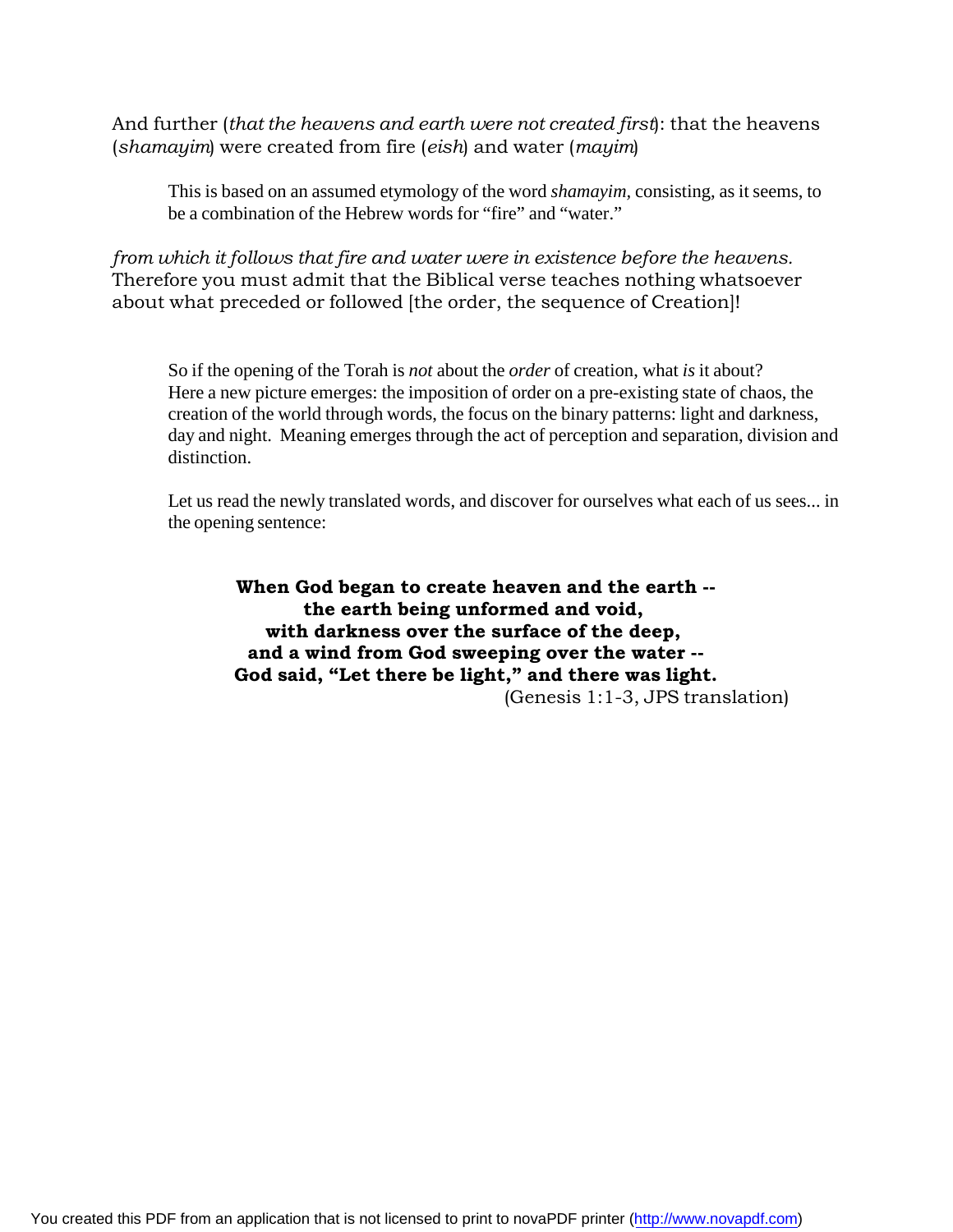And further (*that the heavens and earth were not created first*): that the heavens (*shamayim*) were created from fire (*eish*) and water (*mayim*)

> This is based on an assumed etymology of the word *shamayim,* consisting, as it seems, to be a combination of the Hebrew words for "fire" and "water."

*from which it follows that fire and water were in existence before the heavens.* Therefore you must admit that the Biblical verse teaches nothing whatsoever about what preceded or followed [the order, the sequence of Creation]!

> So if the opening of the Torah is *not* about the *order* of creation, what *is* it about? Here a new picture emerges: the imposition of order on a pre-existing state of chaos, the creation of the world through words, the focus on the binary patterns: light and darkness, day and night. Meaning emerges through the act of perception and separation, division and distinction.
>
> Let us read the newly translated words, and discover for ourselves what each of us sees... in the opening sentence:

**When God began to create heaven and the earth --**
**the earth being unformed and void,**
**with darkness over the surface of the deep,**
**and a wind from God sweeping over the water --**
**God said, "Let there be light," and there was light.**
(Genesis 1:1-3, JPS translation)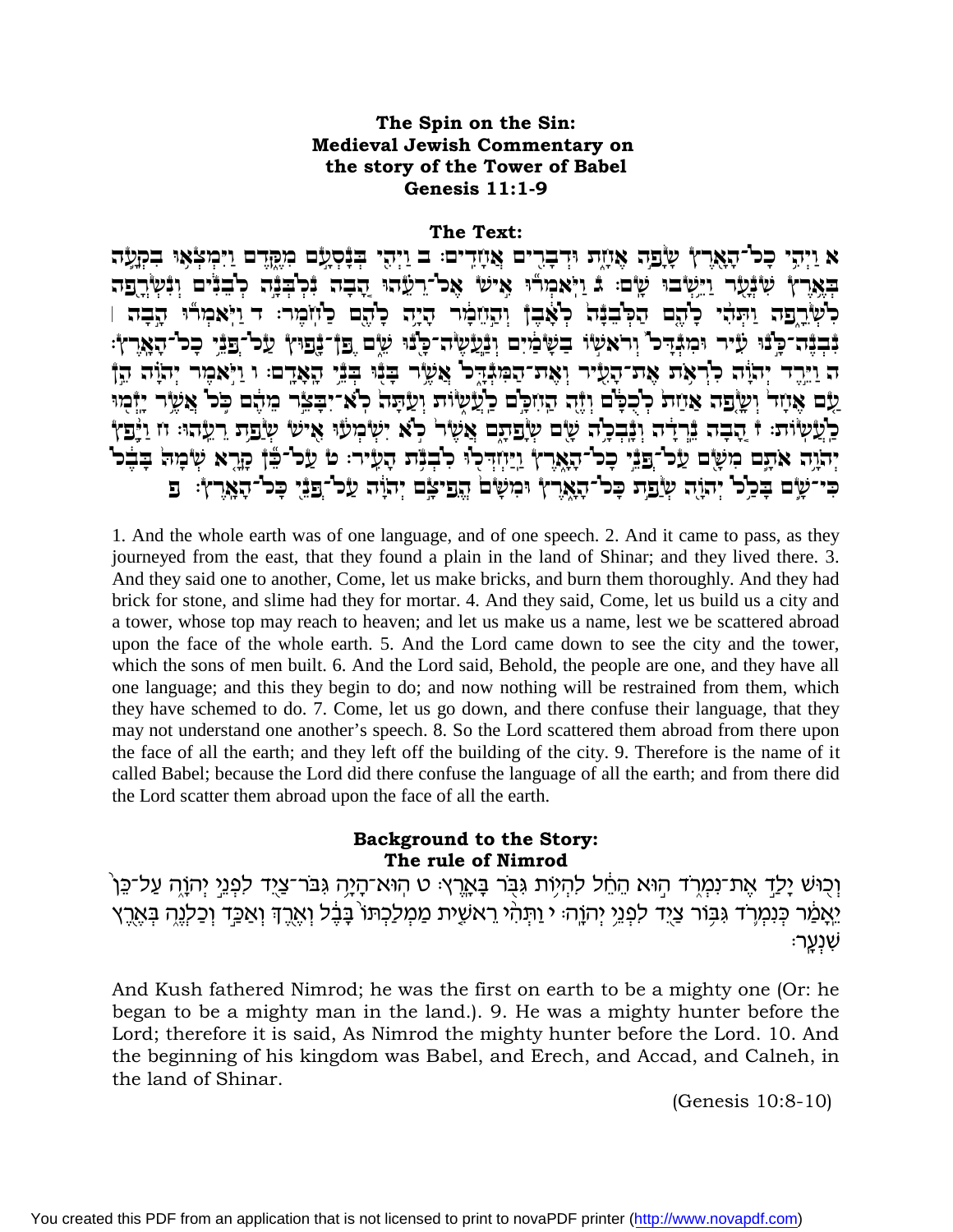# The Spin on the Sin: Medieval Jewish Commentary on the story of the Tower of Babel Genesis 11:1-9

## The Text:

א וַיְהִי כָל־הָאָרֶץ שָׂפָה אֶחָת וּדְבָרִים אֲחָדִים׃ ב וַיְהִי בְּנָסְעָם מִקֶּדֶם וַיִּמְצְאוּ בִקְעָה בְּאֶרֶץ שִׁנְעָר וַיֵּשְׁבוּ שָׁם׃ ג וַיֹּאמְרוּ אִישׁ אֶל־רֵעֵהוּ הָבָה נִלְבְּנָה לְבֵנִים וְנִשְׂרְפָה לִשְׂרֵפָה וַתְּהִי לָהֶם הַלְּבֵנָה לְאָבֶן וְהַחֵמָר הָיָה לָהֶם לַחֹמֶר׃ ד וַיֹּאמְרוּ הָבָה ׀ נִבְנֶה־לָּנוּ עִיר וּמִגְדָּל וְרֹאשׁוֹ בַשָּׁמַיִם וְנַעֲשֶׂה־לָּנוּ שֵׁם פֶּן־נָפוּץ עַל־פְּנֵי כָל־הָאָרֶץ׃ ה וַיֵּרֶד יְהוָה לִרְאֹת אֶת־הָעִיר וְאֶת־הַמִּגְדָּל אֲשֶׁר בָּנוּ בְּנֵי הָאָדָם׃ ו וַיֹּאמֶר יְהוָה הֵן עַם אֶחָד וְשָׂפָה אַחַת לְכֻלָּם וְזֶה הַחִלָּם לַעֲשׂוֹת וְעַתָּה לֹא־יִבָּצֵר מֵהֶם כֹּל אֲשֶׁר יָזְמוּ לַעֲשׂוֹת׃ ז הָבָה נֵרְדָה וְנָבְלָה שָׁם שְׂפָתָם אֲשֶׁר לֹא יִשְׁמְעוּ אִישׁ שְׂפַת רֵעֵהוּ׃ ח וַיָּפֶץ יְהוָה אֹתָם מִשָּׁם עַל־פְּנֵי כָל־הָאָרֶץ וַיַּחְדְּלוּ לִבְנֹת הָעִיר׃ ט עַל־כֵּן קָרָא שְׁמָהּ בָּבֶל כִּי־שָׁם בָּלַל יְהוָה שְׂפַת כָּל־הָאָרֶץ וּמִשָּׁם הֱפִיצָם יְהוָה עַל־פְּנֵי כָּל־הָאָרֶץ׃ פ

1. And the whole earth was of one language, and of one speech. 2. And it came to pass, as they journeyed from the east, that they found a plain in the land of Shinar; and they lived there. 3. And they said one to another, Come, let us make bricks, and burn them thoroughly. And they had brick for stone, and slime had they for mortar. 4. And they said, Come, let us build us a city and a tower, whose top may reach to heaven; and let us make us a name, lest we be scattered abroad upon the face of the whole earth. 5. And the Lord came down to see the city and the tower, which the sons of men built. 6. And the Lord said, Behold, the people are one, and they have all one language; and this they begin to do; and now nothing will be restrained from them, which they have schemed to do. 7. Come, let us go down, and there confuse their language, that they may not understand one another's speech. 8. So the Lord scattered them abroad from there upon the face of all the earth; and they left off the building of the city. 9. Therefore is the name of it called Babel; because the Lord did there confuse the language of all the earth; and from there did the Lord scatter them abroad upon the face of all the earth.

## Background to the Story: The rule of Nimrod

וְכוּשׁ יָלַד אֶת־נִמְרֹד הוּא הֵחֵל לִהְיוֹת גִּבֹּר בָּאָרֶץ׃ ט הוּא־הָיָה גִבֹּר־צַיִד לִפְנֵי יְהוָה עַל־כֵּן יֵאָמַר כְּנִמְרֹד גִּבּוֹר צַיִד לִפְנֵי יְהוָה׃ י וַתְּהִי רֵאשִׁית מַמְלַכְתּוֹ בָּבֶל וְאֶרֶךְ וְאַכַּד וְכַלְנֵה בְּאֶרֶץ שִׁנְעָר׃

And Kush fathered Nimrod; he was the first on earth to be a mighty one (Or: he began to be a mighty man in the land.). 9. He was a mighty hunter before the Lord; therefore it is said, As Nimrod the mighty hunter before the Lord. 10. And the beginning of his kingdom was Babel, and Erech, and Accad, and Calneh, in the land of Shinar.

(Genesis 10:8-10)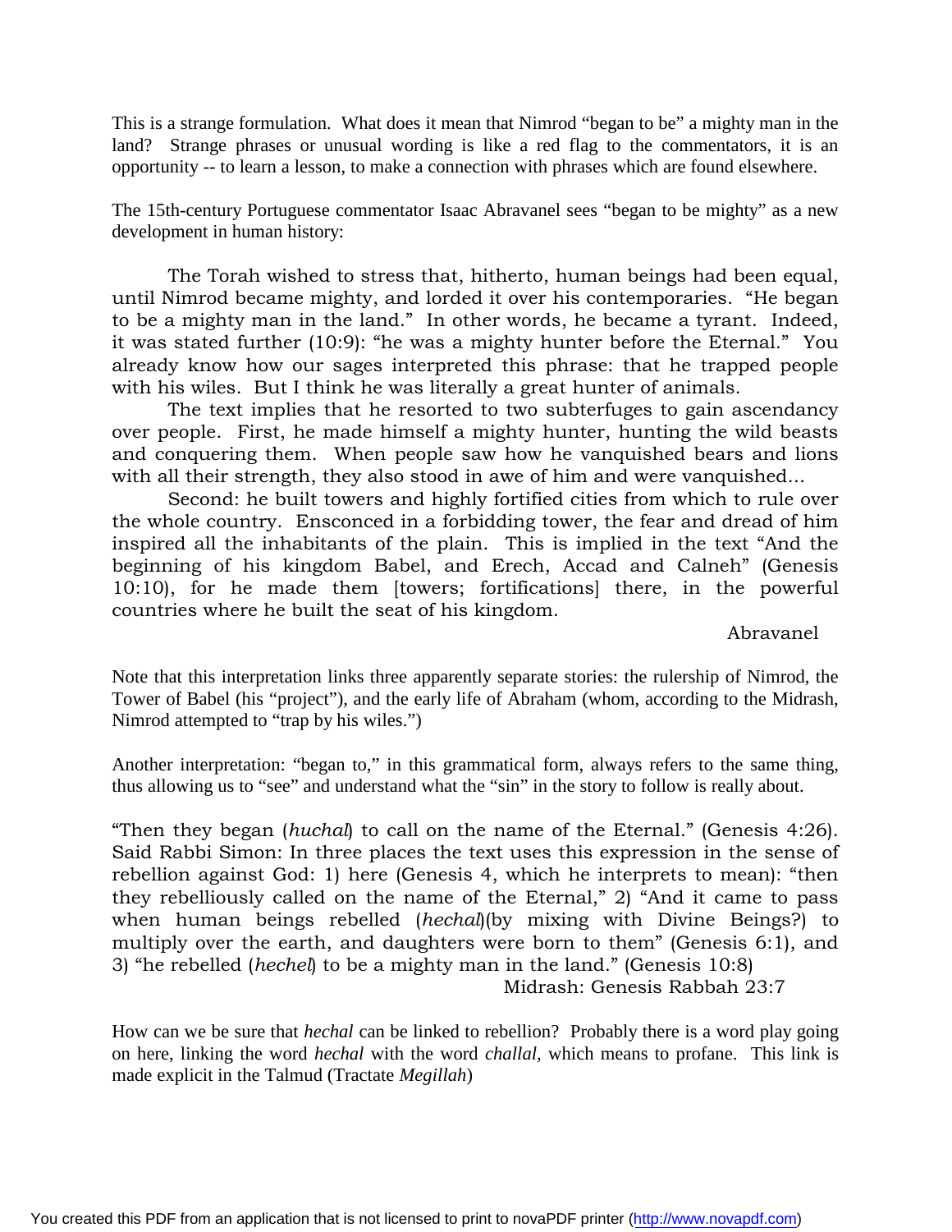This is a strange formulation. What does it mean that Nimrod "began to be" a mighty man in the land? Strange phrases or unusual wording is like a red flag to the commentators, it is an opportunity -- to learn a lesson, to make a connection with phrases which are found elsewhere.

The 15th-century Portuguese commentator Isaac Abravanel sees "began to be mighty" as a new development in human history:

> The Torah wished to stress that, hitherto, human beings had been equal, until Nimrod became mighty, and lorded it over his contemporaries. "He began to be a mighty man in the land." In other words, he became a tyrant. Indeed, it was stated further (10:9): "he was a mighty hunter before the Eternal." You already know how our sages interpreted this phrase: that he trapped people with his wiles. But I think he was literally a great hunter of animals.
>
> The text implies that he resorted to two subterfuges to gain ascendancy over people. First, he made himself a mighty hunter, hunting the wild beasts and conquering them. When people saw how he vanquished bears and lions with all their strength, they also stood in awe of him and were vanquished...
>
> Second: he built towers and highly fortified cities from which to rule over the whole country. Ensconced in a forbidding tower, the fear and dread of him inspired all the inhabitants of the plain. This is implied in the text "And the beginning of his kingdom Babel, and Erech, Accad and Calneh" (Genesis 10:10), for he made them [towers; fortifications] there, in the powerful countries where he built the seat of his kingdom.
>
> Abravanel

Note that this interpretation links three apparently separate stories: the rulership of Nimrod, the Tower of Babel (his "project"), and the early life of Abraham (whom, according to the Midrash, Nimrod attempted to "trap by his wiles.")

Another interpretation: "began to," in this grammatical form, always refers to the same thing, thus allowing us to "see" and understand what the "sin" in the story to follow is really about.

> "Then they began (*huchal*) to call on the name of the Eternal." (Genesis 4:26). Said Rabbi Simon: In three places the text uses this expression in the sense of rebellion against God: 1) here (Genesis 4, which he interprets to mean): "then they rebelliously called on the name of the Eternal," 2) "And it came to pass when human beings rebelled (*hechal*)(by mixing with Divine Beings?) to multiply over the earth, and daughters were born to them" (Genesis 6:1), and 3) "he rebelled (*hechel*) to be a mighty man in the land." (Genesis 10:8)
>
> Midrash: Genesis Rabbah 23:7

How can we be sure that *hechal* can be linked to rebellion? Probably there is a word play going on here, linking the word *hechal* with the word *challal*, which means to profane. This link is made explicit in the Talmud (Tractate *Megillah*)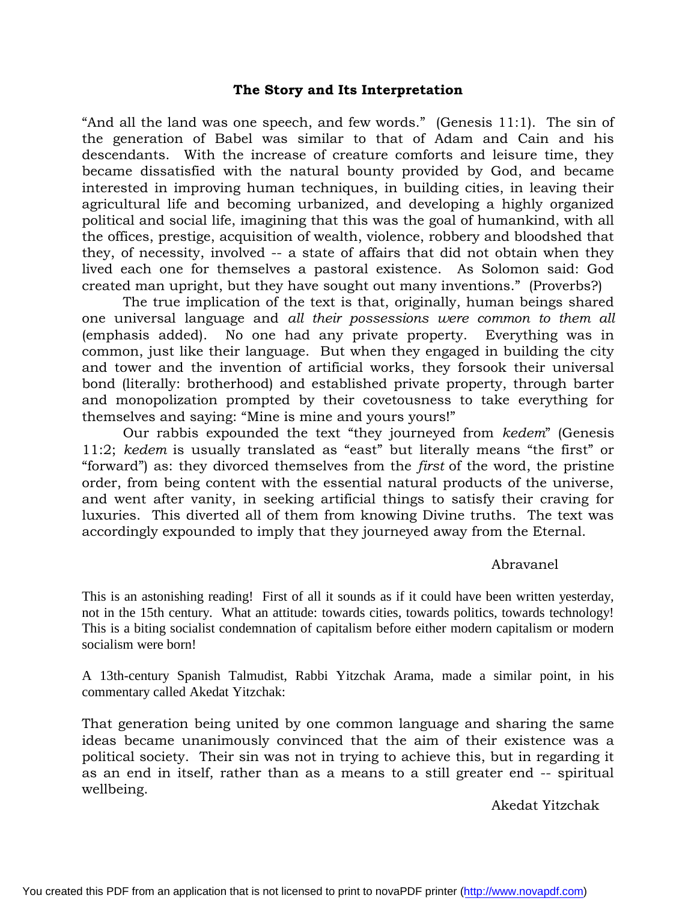### The Story and Its Interpretation

"And all the land was one speech, and few words." (Genesis 11:1). The sin of the generation of Babel was similar to that of Adam and Cain and his descendants. With the increase of creature comforts and leisure time, they became dissatisfied with the natural bounty provided by God, and became interested in improving human techniques, in building cities, in leaving their agricultural life and becoming urbanized, and developing a highly organized political and social life, imagining that this was the goal of humankind, with all the offices, prestige, acquisition of wealth, violence, robbery and bloodshed that they, of necessity, involved -- a state of affairs that did not obtain when they lived each one for themselves a pastoral existence. As Solomon said: God created man upright, but they have sought out many inventions." (Proverbs?)

The true implication of the text is that, originally, human beings shared one universal language and *all their possessions were common to them all* (emphasis added). No one had any private property. Everything was in common, just like their language. But when they engaged in building the city and tower and the invention of artificial works, they forsook their universal bond (literally: brotherhood) and established private property, through barter and monopolization prompted by their covetousness to take everything for themselves and saying: "Mine is mine and yours yours!"

Our rabbis expounded the text "they journeyed from *kedem*" (Genesis 11:2; *kedem* is usually translated as "east" but literally means "the first" or "forward") as: they divorced themselves from the *first* of the word, the pristine order, from being content with the essential natural products of the universe, and went after vanity, in seeking artificial things to satisfy their craving for luxuries. This diverted all of them from knowing Divine truths. The text was accordingly expounded to imply that they journeyed away from the Eternal.

Abravanel

This is an astonishing reading! First of all it sounds as if it could have been written yesterday, not in the 15th century. What an attitude: towards cities, towards politics, towards technology! This is a biting socialist condemnation of capitalism before either modern capitalism or modern socialism were born!

A 13th-century Spanish Talmudist, Rabbi Yitzchak Arama, made a similar point, in his commentary called Akedat Yitzchak:

That generation being united by one common language and sharing the same ideas became unanimously convinced that the aim of their existence was a political society. Their sin was not in trying to achieve this, but in regarding it as an end in itself, rather than as a means to a still greater end -- spiritual wellbeing.

Akedat Yitzchak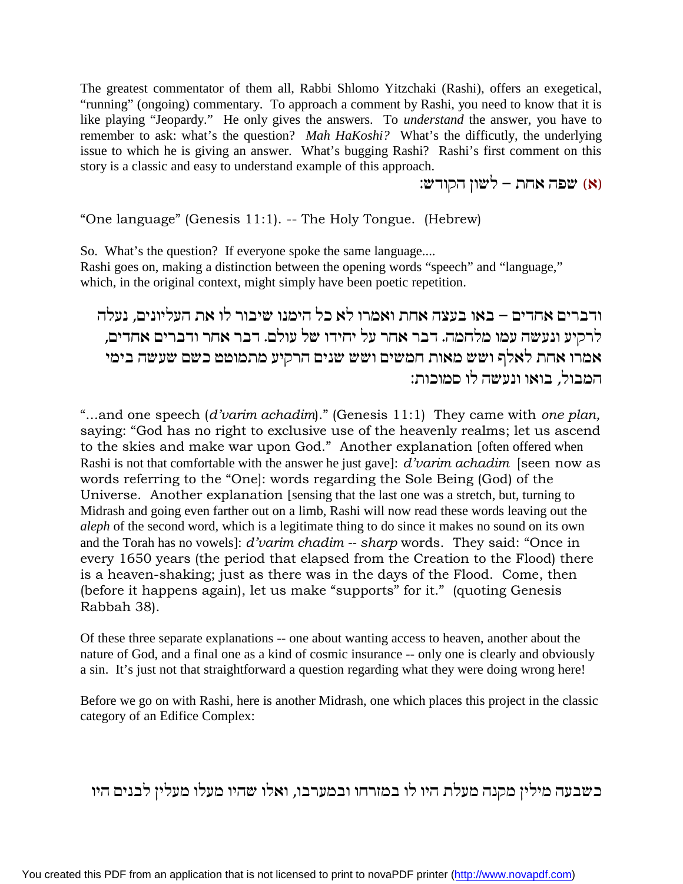The greatest commentator of them all, Rabbi Shlomo Yitzchaki (Rashi), offers an exegetical, "running" (ongoing) commentary. To approach a comment by Rashi, you need to know that it is like playing "Jeopardy." He only gives the answers. To *understand* the answer, you have to remember to ask: what's the question? *Mah HaKoshi?* What's the difficutly, the underlying issue to which he is giving an answer. What's bugging Rashi? Rashi's first comment on this story is a classic and easy to understand example of this approach.

**(א)** שפה אחת – לשון הקודש:

"One language" (Genesis 11:1). -- The Holy Tongue. (Hebrew)

So. What's the question? If everyone spoke the same language....
Rashi goes on, making a distinction between the opening words "speech" and "language," which, in the original context, might simply have been poetic repetition.

ודברים אחדים – באו בעצה אחת ואמרו לא כל הימנו שיבור לו את העליונים, נעלה לרקיע ונעשה עמו מלחמה. דבר אחר על יחידו של עולם. דבר אחר ודברים אחדים, אמרו אחת לאלף ושש מאות חמשים ושש שנים הרקיע מתמוטט כשם שעשה בימי המבול, בואו ונעשה לו סמוכות:

"...and one speech (*d'varim achadim*)." (Genesis 11:1) They came with *one plan,* saying: "God has no right to exclusive use of the heavenly realms; let us ascend to the skies and make war upon God." Another explanation [often offered when Rashi is not that comfortable with the answer he just gave]: *d'varim achadim* [seen now as words referring to the "One]: words regarding the Sole Being (God) of the Universe. Another explanation [sensing that the last one was a stretch, but, turning to Midrash and going even farther out on a limb, Rashi will now read these words leaving out the *aleph* of the second word, which is a legitimate thing to do since it makes no sound on its own and the Torah has no vowels]: *d'varim chadim -- sharp* words. They said: "Once in every 1650 years (the period that elapsed from the Creation to the Flood) there is a heaven-shaking; just as there was in the days of the Flood. Come, then (before it happens again), let us make "supports" for it." (quoting Genesis Rabbah 38).

Of these three separate explanations -- one about wanting access to heaven, another about the nature of God, and a final one as a kind of cosmic insurance -- only one is clearly and obviously a sin. It's just not that straightforward a question regarding what they were doing wrong here!

Before we go on with Rashi, here is another Midrash, one which places this project in the classic category of an Edifice Complex:

כשבעה מילין מקנה מעלת היו לו במזרחו ובמערבו, ואלו שהיו מעלו מעלין לבנים היו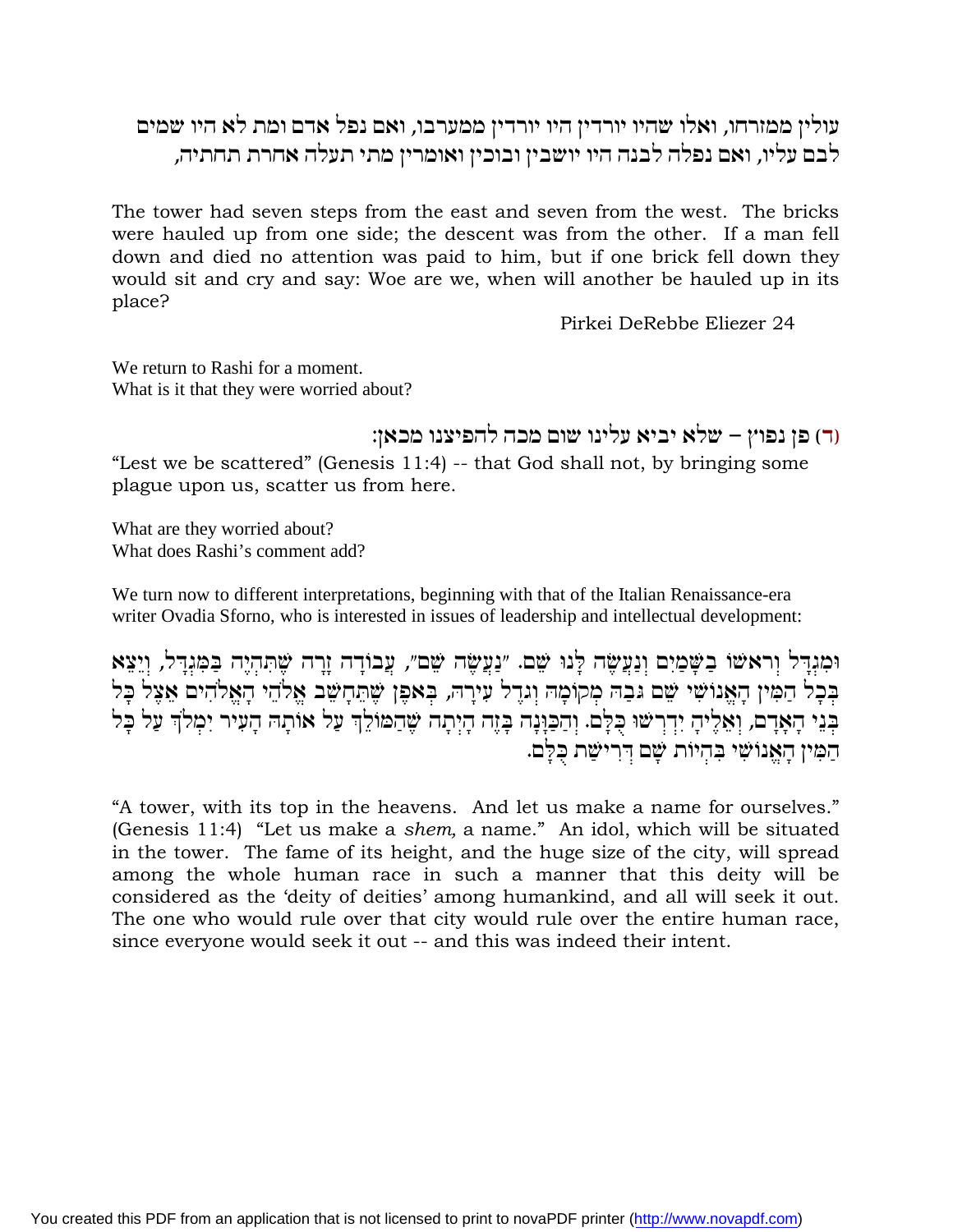עולין ממזרחו, ואלו שהיו יורדין היו יורדין ממערבו, ואם נפל אדם ומת לא היו שמים לבם עליו, ואם נפלה לבנה היו יושבין ובוכין ואומרין מתי תעלה אחרת תחתיה,

The tower had seven steps from the east and seven from the west. The bricks were hauled up from one side; the descent was from the other. If a man fell down and died no attention was paid to him, but if one brick fell down they would sit and cry and say: Woe are we, when will another be hauled up in its place?

Pirkei DeRebbe Eliezer 24

We return to Rashi for a moment.
What is it that they were worried about?

(ד) פן נפוץ – שלא יביא עלינו שום מכה להפיצנו מכאן:

"Lest we be scattered" (Genesis 11:4) -- that God shall not, by bringing some plague upon us, scatter us from here.

What are they worried about?
What does Rashi's comment add?

We turn now to different interpretations, beginning with that of the Italian Renaissance-era writer Ovadia Sforno, who is interested in issues of leadership and intellectual development:

וּמִגְדָּל וְרֹאשׁוֹ בַשָּׁמַיִם וְנַעֲשֶׂה לָּנוּ שֵׁם. "נַעֲשֶׂה שֵׁם", עֲבוֹדָה זָרָה שֶׁתִּהְיֶה בַּמִּגְדָּל, וְיֵצֵא בְּכָל הַמִּין הָאֱנוֹשִׁי שֵׁם גֹּבַהּ מְקוֹמָהּ וְגֹדֶל עִירָהּ, בְּאֹפֶן שֶׁתֵּחָשֵׁב אֱלֹהֵי הָאֱלֹהִים אֵצֶל כָּל בְּנֵי הָאָדָם, וְאֵלֶיהָ יִדְרְשׁוּ כֻּלָּם. וְהַכַּוָּנָה בָּזֶה הָיְתָה שֶׁהַמּוֹלֵךְ עַל אוֹתָהּ הָעִיר יִמְלֹךְ עַל כָּל הַמִּין הָאֱנוֹשִׁי בִּהְיוֹת שָׁם דְּרִישַׁת כֻּלָּם.

"A tower, with its top in the heavens. And let us make a name for ourselves." (Genesis 11:4) "Let us make a *shem,* a name." An idol, which will be situated in the tower. The fame of its height, and the huge size of the city, will spread among the whole human race in such a manner that this deity will be considered as the 'deity of deities' among humankind, and all will seek it out. The one who would rule over that city would rule over the entire human race, since everyone would seek it out -- and this was indeed their intent.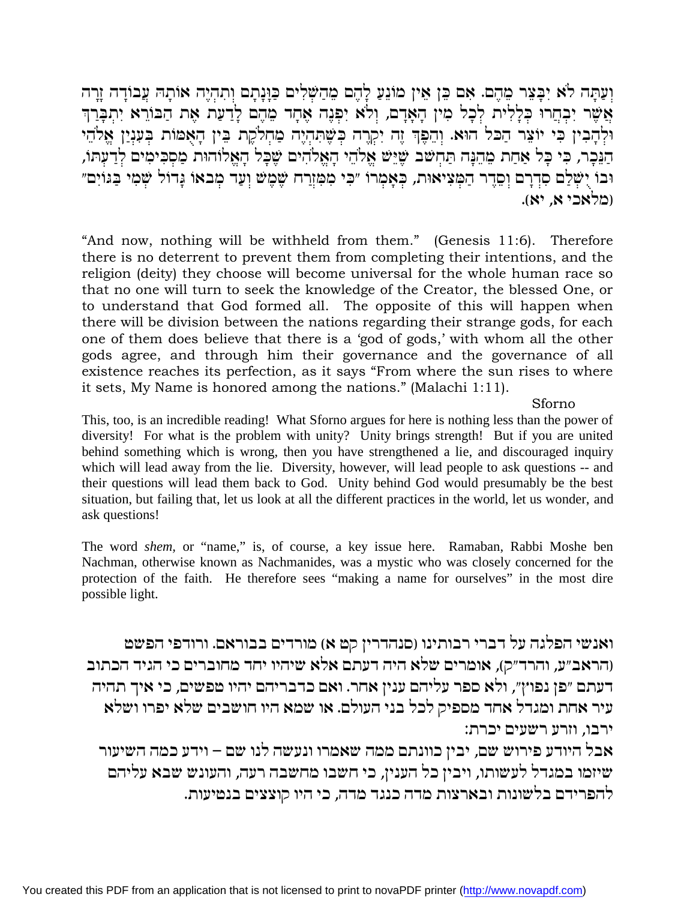וְעַתָּה לֹא יִבָּצֵר מֵהֶם. אִם כֵּן אֵין מוֹנֵעַ לָהֶם מֵהַשְׁלִים כַּוָּנָתָם וְתִהְיֶה אוֹתָהּ עֲבוֹדָה זָרָה אֲשֶׁר יִבְחֲרוּ כְּלָלִית לְכָל מִין הָאָדָם, וְלֹא יִפְנֶה אֶחָד מֵהֶם לָדַעַת אֶת הַבּוֹרֵא יִתְבָּרַךְ וּלְהָבִין כִּי יוֹצֵר הַכֹּל הוּא. וְהֵפֶךְ זֶה יִקְרֶה כְּשֶׁתִּהְיֶה מַחְלֹקֶת בֵּין הָאֻמּוֹת בְּעִנְיַן אֱלֹהֵי הַנֵּכָר, כִּי כָּל אַחַת מֵהֵנָּה תַּחְשֹׁב שֶׁיֵּשׁ אֱלֹהֵי הָאֱלֹהִים שֶׁכָּל הָאֱלוֹהוּת מַסְכִּימִים לְדַעְתּוֹ, וּבוֹ יֻשְׁלַם סִדְרָם וְסֵדֶר הַמְּצִיאוּת, כְּאָמְרוֹ "כִּי מִמִּזְרַח שֶׁמֶשׁ וְעַד מְבֹאוֹ גָּדוֹל שְׁמִי בַּגּוֹיִם" (מלאכי א, יא).

"And now, nothing will be withheld from them." (Genesis 11:6). Therefore there is no deterrent to prevent them from completing their intentions, and the religion (deity) they choose will become universal for the whole human race so that no one will turn to seek the knowledge of the Creator, the blessed One, or to understand that God formed all. The opposite of this will happen when there will be division between the nations regarding their strange gods, for each one of them does believe that there is a 'god of gods,' with whom all the other gods agree, and through him their governance and the governance of all existence reaches its perfection, as it says "From where the sun rises to where it sets, My Name is honored among the nations." (Malachi 1:11).

Sforno

This, too, is an incredible reading! What Sforno argues for here is nothing less than the power of diversity! For what is the problem with unity? Unity brings strength! But if you are united behind something which is wrong, then you have strengthened a lie, and discouraged inquiry which will lead away from the lie. Diversity, however, will lead people to ask questions -- and their questions will lead them back to God. Unity behind God would presumably be the best situation, but failing that, let us look at all the different practices in the world, let us wonder, and ask questions!

The word *shem*, or "name," is, of course, a key issue here. Ramaban, Rabbi Moshe ben Nachman, otherwise known as Nachmanides, was a mystic who was closely concerned for the protection of the faith. He therefore sees "making a name for ourselves" in the most dire possible light.

ואנשי הפלגה על דברי רבותינו (סנהדרין קט א) מורדים בבוראם. ורודפי הפשט (הראב"ע, והרד"ק), אומרים שלא היה דעתם אלא שיהיו יחד מחוברים כי הגיד הכתוב דעתם "פן נפוץ", ולא ספר עליהם ענין אחר. ואם כדבריהם יהיו טפשים, כי איך תהיה עיר אחת ומגדל אחד מספיק לכל בני העולם. או שמא היו חושבים שלא יפרו ושלא ירבו, וזרע רשעים יכרת:

אבל היודע פירוש שם, יבין כוונתם ממה שאמרו ונעשה לנו שם – וידע כמה השיעור שיזמו במגדל לעשותו, ויבין כל הענין, כי חשבו מחשבה רעה, והעונש שבא עליהם להפרידם בלשונות ובארצות מדה כנגד מדה, כי היו קוצצים בנטיעות.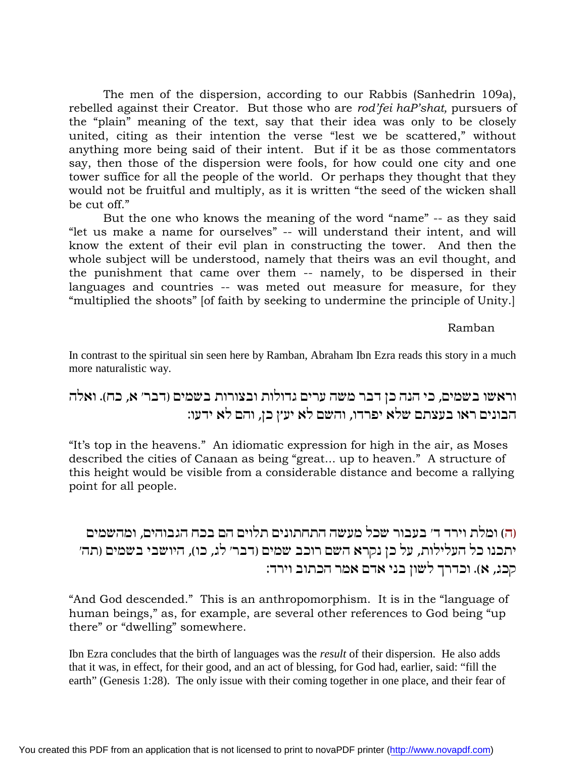The men of the dispersion, according to our Rabbis (Sanhedrin 109a), rebelled against their Creator. But those who are *rod'fei haP'shat,* pursuers of the "plain" meaning of the text, say that their idea was only to be closely united, citing as their intention the verse "lest we be scattered," without anything more being said of their intent. But if it be as those commentators say, then those of the dispersion were fools, for how could one city and one tower suffice for all the people of the world. Or perhaps they thought that they would not be fruitful and multiply, as it is written "the seed of the wicken shall be cut off."

But the one who knows the meaning of the word "name" -- as they said "let us make a name for ourselves" -- will understand their intent, and will know the extent of their evil plan in constructing the tower. And then the whole subject will be understood, namely that theirs was an evil thought, and the punishment that came over them -- namely, to be dispersed in their languages and countries -- was meted out measure for measure, for they "multiplied the shoots" [of faith by seeking to undermine the principle of Unity.]

Ramban

In contrast to the spiritual sin seen here by Ramban, Abraham Ibn Ezra reads this story in a much more naturalistic way.

וראשו בשמים, כי הנה כן דבר משה ערים גדולות ובצורות בשמים (דבר׳ א, כח). ואלה הבונים ראו בעצתם שלא יפרדו, והשם לא יעץ כן, והם לא ידעו:

"It's top in the heavens." An idiomatic expression for high in the air, as Moses described the cities of Canaan as being "great... up to heaven." A structure of this height would be visible from a considerable distance and become a rallying point for all people.

(ה) ומלת וירד ד׳ בעבור שכל מעשה התחתונים תלוים הם בכח הגבוהים, ומהשמים יתכנו כל העלילות, על כן נקרא השם רוכב שמים (דבר׳ לג, כו), היושבי בשמים (תה׳ קכג, א). וכדרך לשון בני אדם אמר הכתוב וירד:

"And God descended." This is an anthropomorphism. It is in the "language of human beings," as, for example, are several other references to God being "up there" or "dwelling" somewhere.

Ibn Ezra concludes that the birth of languages was the *result* of their dispersion. He also adds that it was, in effect, for their good, and an act of blessing, for God had, earlier, said: "fill the earth" (Genesis 1:28). The only issue with their coming together in one place, and their fear of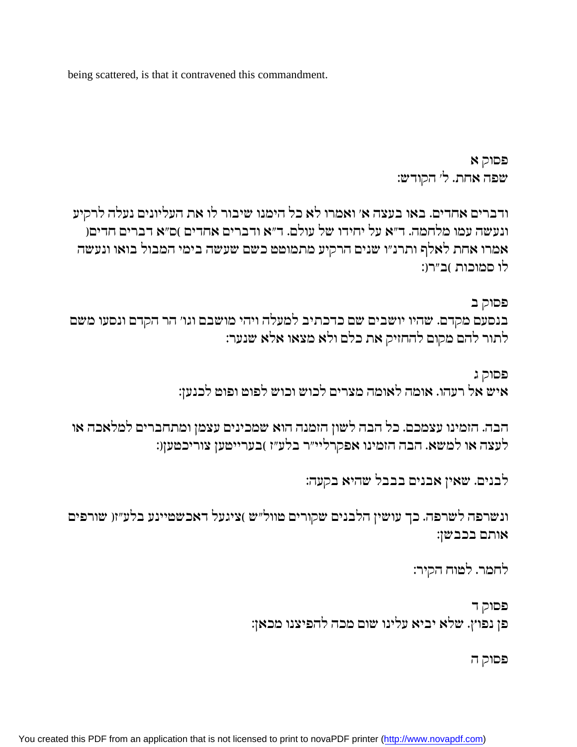being scattered, is that it contravened this commandment.

פסוק א

שפה אחת. ל' הקודש:

ודברים אחדים. באו בעצה א' ואמרו לא כל הימנו שיבור לו את העליונים נעלה לרקיע ונעשה עמו מלחמה. ד"א על יחידו של עולם. ד"א ודברים אחדים (ס"א דברים חדים) אמרו אחת לאלף ותרנ"ו שנים הרקיע מתמוטט כשם שעשה בימי המבול בואו ונעשה לו סמוכות (ב"ר):

פסוק ב

בנסעם מקדם. שהיו יושבים שם כדכתיב למעלה ויהי מושבם וגו' הר הקדם ונסעו משם לתור להם מקום להחזיק את כלם ולא מצאו אלא שנער:

פסוק ג

איש אל רעהו. אומה לאומה מצרים לכוש וכוש לפוט ופוט לכנען:

הבה. הזמינו עצמכם. כל הבה לשון הזמנה הוא שמכינים עצמן ומתחברים למלאכה או לעצה או למשא. הבה הזמינו אפקרלייר"ר בלע"ז (בערייטען צוריכטען):

לבנים. שאין אבנים בבבל שהיא בקעה:

ונשרפה לשרפה. כך עושין הלבנים שקורים טוול"ש (ציגעל דאכשטיינע בלע"ז) שורפים אותם בכבשן:

לחמר. לטוח הקיר:

פסוק ד

פן נפוץ. שלא יביא עלינו שום מכה להפיצנו מכאן:

פסוק ה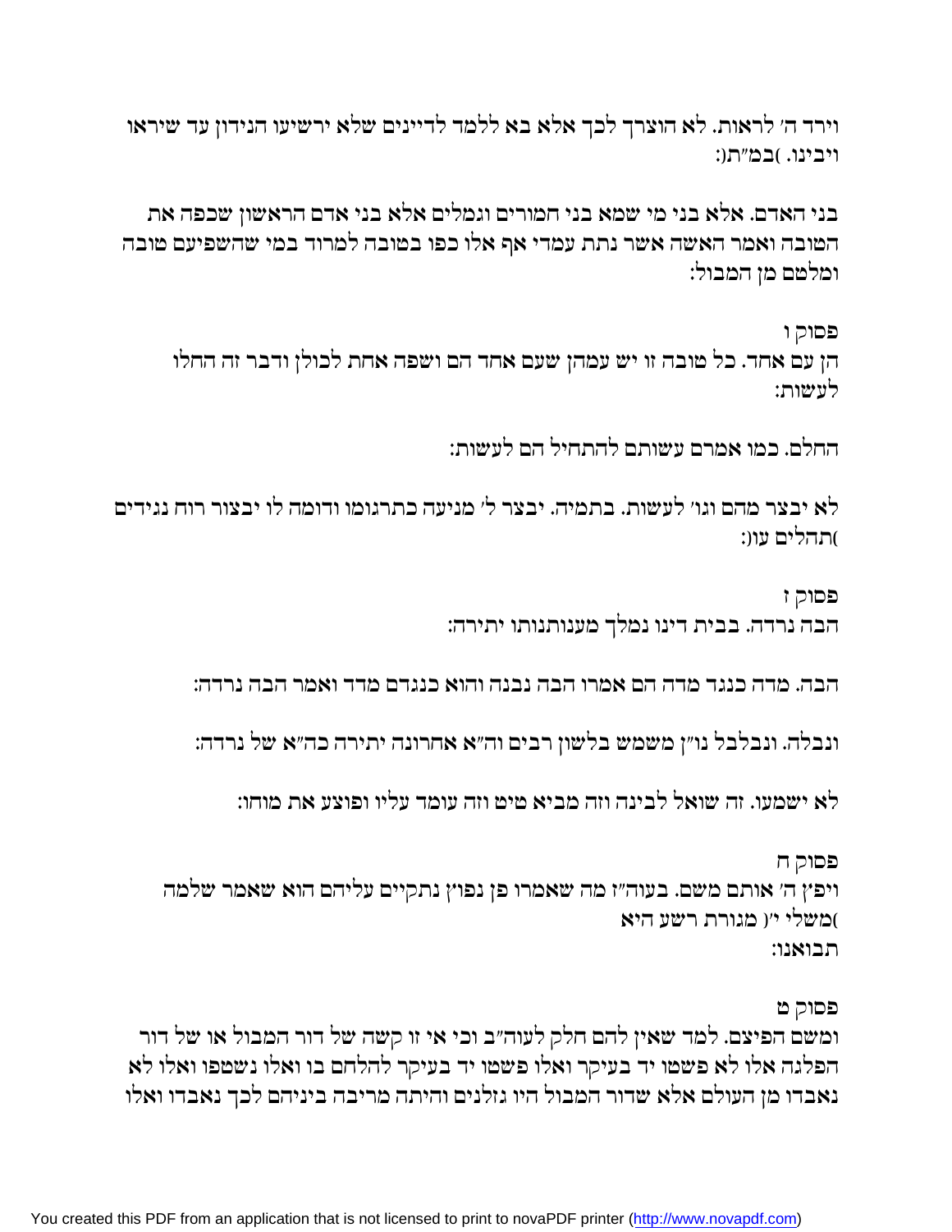וירד ה' לראות. לא הוצרך לכך אלא בא ללמד לדיינים שלא ירשיעו הנידון עד שיראו ויבינו. )במ"ת(:

בני האדם. אלא בני מי שמא בני חמורים וגמלים אלא בני אדם הראשון שכפה את הטובה ואמר האשה אשר נתת עמדי אף אלו כפו בטובה למרוד במי שהשפיעם טובה ומלטם מן המבול:

פסוק ו
הן עם אחד. כל טובה זו יש עמהן שעם אחד הם ושפה אחת לכולן ודבר זה החלו לעשות:

החלם. כמו אמרם עשותם להתחיל הם לעשות:

לא יבצר מהם וגו' לעשות. בתמיה. יבצר ל' מניעה כתרגומו ודומה לו יבצור רוח נגידים )תהלים עו(:

פסוק ז
הבה נרדה. בבית דינו נמלך מענותנותו יתירה:

הבה. מדה כנגד מדה הם אמרו הבה נבנה והוא כנגדם מדד ואמר הבה נרדה:

ונבלה. ונבלבל נו"ן משמש בלשון רבים וה"א אחרונה יתירה כה"א של נרדה:

לא ישמעו. זה שואל לבינה וזה מביא טיט וזה עומד עליו ופוצע את מוחו:

פסוק ח
ויפץ ה' אותם משם. בעוה"ז מה שאמרו פן נפוץ נתקיים עליהם הוא שאמר שלמה )משלי י'( מגורת רשע היא
תבואנו:

פסוק ט
ומשם הפיצם. למד שאין להם חלק לעוה"ב וכי אי זו קשה של דור המבול או של דור הפלגה אלו לא פשטו יד בעיקר ואלו פשטו יד בעיקר להלחם בו ואלו נשטפו ואלו לא נאבדו מן העולם אלא שדור המבול היו גזלנים והיתה מריבה ביניהם לכך נאבדו ואלו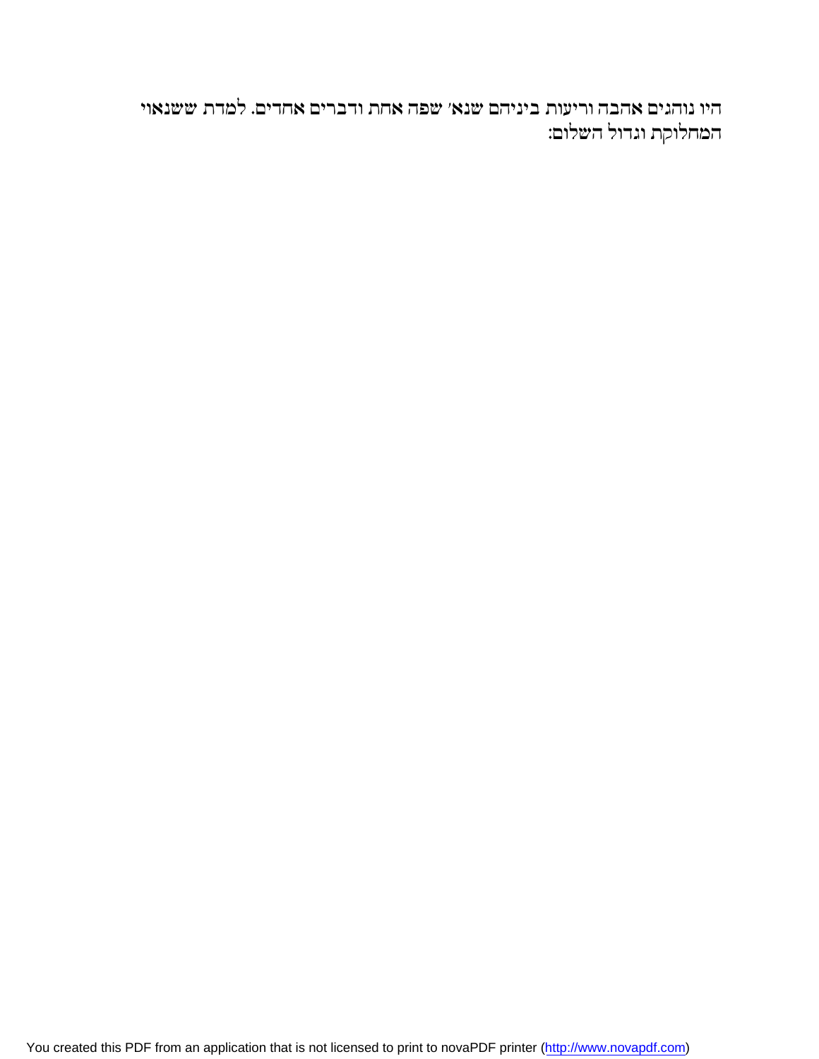היו נוהגים אהבה וריעות ביניהם שנא׳ שפה אחת ודברים אחדים. למדת ששנאוי המחלוקת וגדול השלום: